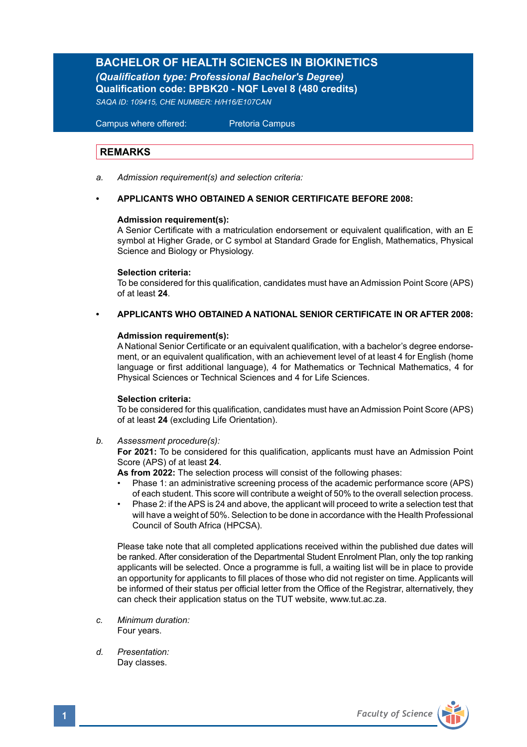# BACHELOR OF HEALTH SCIENCES IN BIOKINETICS

***(Qualification type: Professional Bachelor's Degree)***

**Qualification code: BPBK20 - NQF Level 8 (480 credits)**

*SAQA ID: 109415, CHE NUMBER: H/H16/E107CAN*

Campus where offered: Pretoria Campus

## REMARKS

*a. Admission requirement(s) and selection criteria:*

- **APPLICANTS WHO OBTAINED A SENIOR CERTIFICATE BEFORE 2008:**

**Admission requirement(s):**
A Senior Certificate with a matriculation endorsement or equivalent qualification, with an E symbol at Higher Grade, or C symbol at Standard Grade for English, Mathematics, Physical Science and Biology or Physiology.

**Selection criteria:**
To be considered for this qualification, candidates must have an Admission Point Score (APS) of at least **24**.

- **APPLICANTS WHO OBTAINED A NATIONAL SENIOR CERTIFICATE IN OR AFTER 2008:**

**Admission requirement(s):**
A National Senior Certificate or an equivalent qualification, with a bachelor's degree endorsement, or an equivalent qualification, with an achievement level of at least 4 for English (home language or first additional language), 4 for Mathematics or Technical Mathematics, 4 for Physical Sciences or Technical Sciences and 4 for Life Sciences.

**Selection criteria:**
To be considered for this qualification, candidates must have an Admission Point Score (APS) of at least **24** (excluding Life Orientation).

*b. Assessment procedure(s):*

**For 2021:** To be considered for this qualification, applicants must have an Admission Point Score (APS) of at least **24**.

**As from 2022:** The selection process will consist of the following phases:

- Phase 1: an administrative screening process of the academic performance score (APS) of each student. This score will contribute a weight of 50% to the overall selection process.
- Phase 2: if the APS is 24 and above, the applicant will proceed to write a selection test that will have a weight of 50%. Selection to be done in accordance with the Health Professional Council of South Africa (HPCSA).

Please take note that all completed applications received within the published due dates will be ranked. After consideration of the Departmental Student Enrolment Plan, only the top ranking applicants will be selected. Once a programme is full, a waiting list will be in place to provide an opportunity for applicants to fill places of those who did not register on time. Applicants will be informed of their status per official letter from the Office of the Registrar, alternatively, they can check their application status on the TUT website, www.tut.ac.za.

*c. Minimum duration:*
Four years.

*d. Presentation:*
Day classes.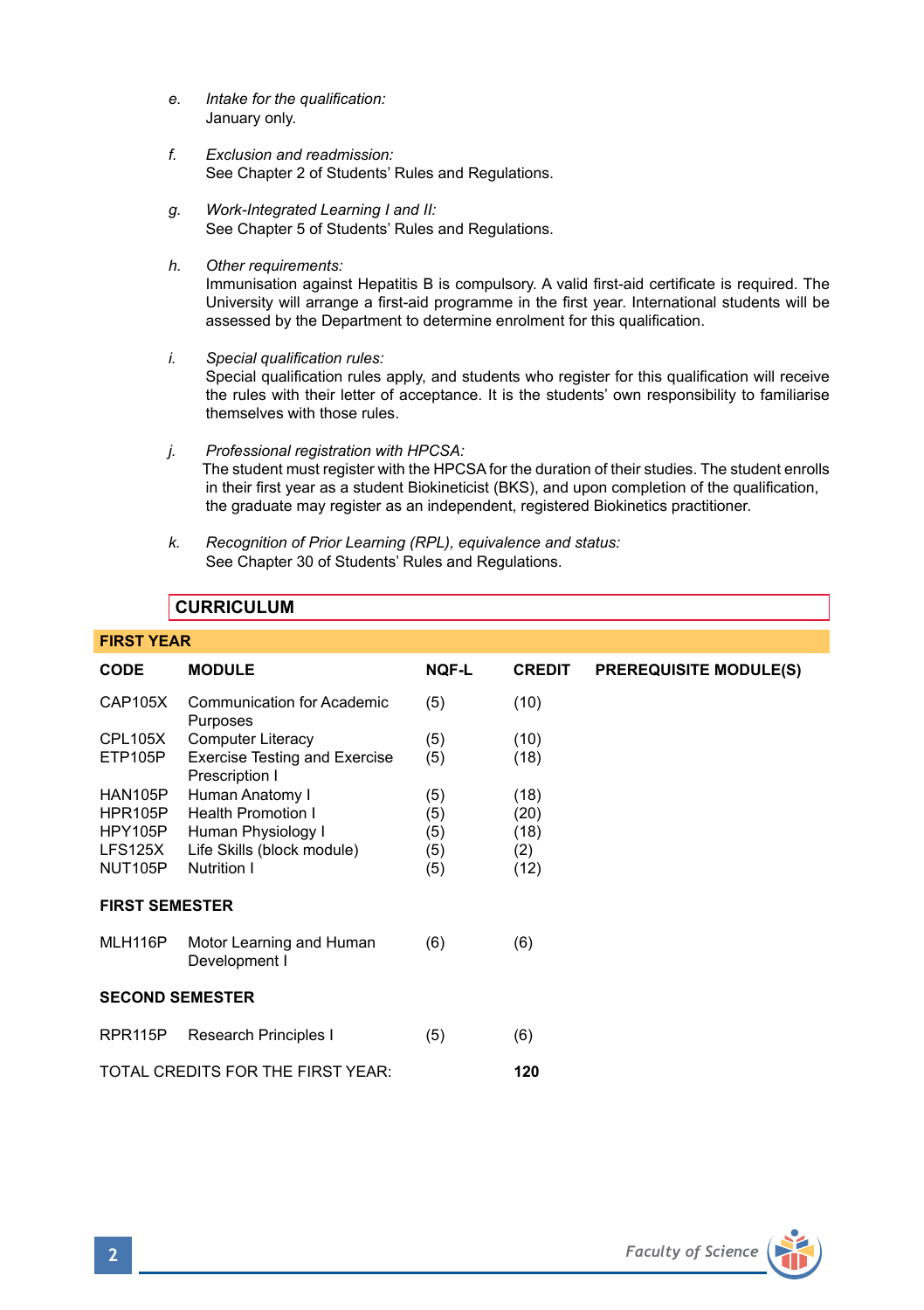e. *Intake for the qualification:*
   January only.

f. *Exclusion and readmission:*
   See Chapter 2 of Students' Rules and Regulations.

g. *Work-Integrated Learning I and II:*
   See Chapter 5 of Students' Rules and Regulations.

h. *Other requirements:*
   Immunisation against Hepatitis B is compulsory. A valid first-aid certificate is required. The University will arrange a first-aid programme in the first year. International students will be assessed by the Department to determine enrolment for this qualification.

i. *Special qualification rules:*
   Special qualification rules apply, and students who register for this qualification will receive the rules with their letter of acceptance. It is the students' own responsibility to familiarise themselves with those rules.

j. *Professional registration with HPCSA:*
   The student must register with the HPCSA for the duration of their studies. The student enrolls in their first year as a student Biokineticist (BKS), and upon completion of the qualification, the graduate may register as an independent, registered Biokinetics practitioner.

k. *Recognition of Prior Learning (RPL), equivalence and status:*
   See Chapter 30 of Students' Rules and Regulations.

## CURRICULUM

### FIRST YEAR

| CODE | MODULE | NQF-L | CREDIT | PREREQUISITE MODULE(S) |
|---|---|---|---|---|
| CAP105X | Communication for Academic Purposes | (5) | (10) | |
| CPL105X | Computer Literacy | (5) | (10) | |
| ETP105P | Exercise Testing and Exercise Prescription I | (5) | (18) | |
| HAN105P | Human Anatomy I | (5) | (18) | |
| HPR105P | Health Promotion I | (5) | (20) | |
| HPY105P | Human Physiology I | (5) | (18) | |
| LFS125X | Life Skills (block module) | (5) | (2) | |
| NUT105P | Nutrition I | (5) | (12) | |
| **FIRST SEMESTER** | | | | |
| MLH116P | Motor Learning and Human Development I | (6) | (6) | |
| **SECOND SEMESTER** | | | | |
| RPR115P | Research Principles I | (5) | (6) | |
| TOTAL CREDITS FOR THE FIRST YEAR: | | | **120** | |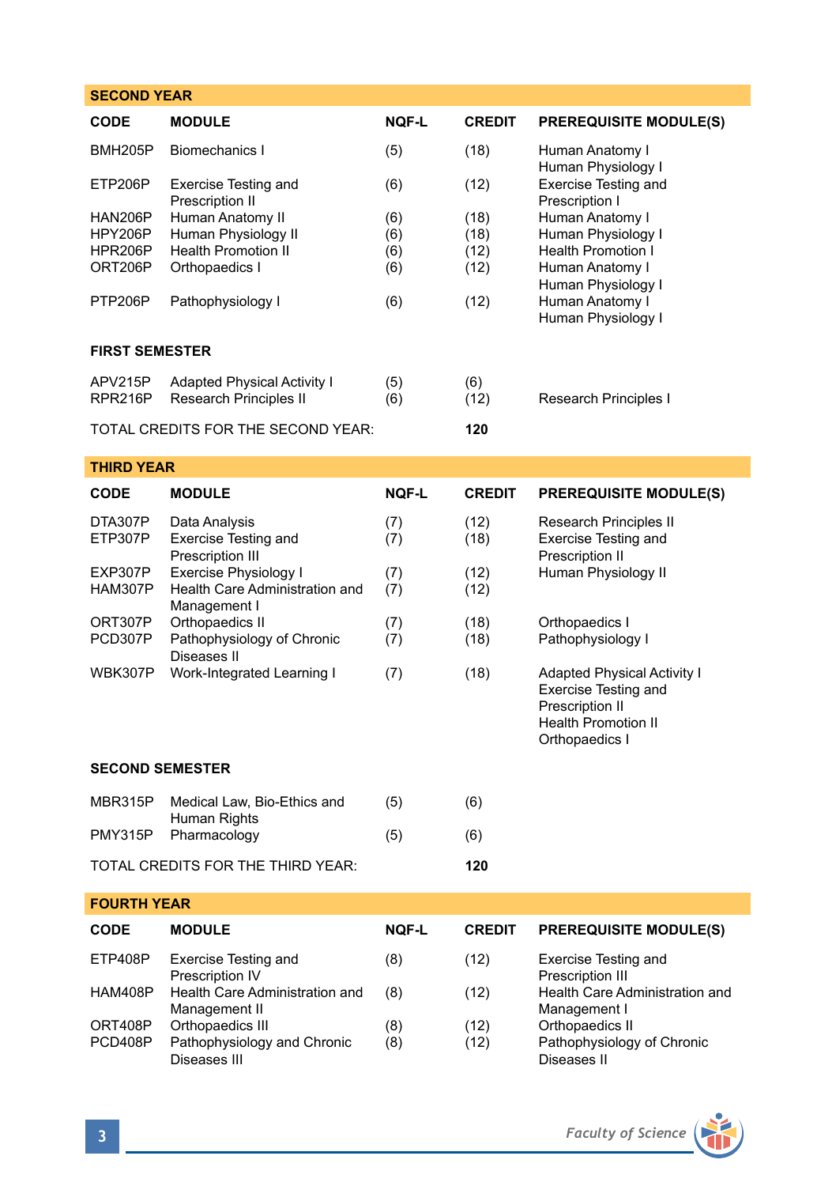## SECOND YEAR

| CODE | MODULE | NQF-L | CREDIT | PREREQUISITE MODULE(S) |
|---|---|---|---|---|
| BMH205P | Biomechanics I | (5) | (18) | Human Anatomy I<br>Human Physiology I |
| ETP206P | Exercise Testing and Prescription II | (6) | (12) | Exercise Testing and Prescription I |
| HAN206P | Human Anatomy II | (6) | (18) | Human Anatomy I |
| HPY206P | Human Physiology II | (6) | (18) | Human Physiology I |
| HPR206P | Health Promotion II | (6) | (12) | Health Promotion I |
| ORT206P | Orthopaedics I | (6) | (12) | Human Anatomy I<br>Human Physiology I |
| PTP206P | Pathophysiology I | (6) | (12) | Human Anatomy I<br>Human Physiology I |
| **FIRST SEMESTER** | | | | |
| APV215P | Adapted Physical Activity I | (5) | (6) | |
| RPR216P | Research Principles II | (6) | (12) | Research Principles I |
| TOTAL CREDITS FOR THE SECOND YEAR: | | | **120** | |

## THIRD YEAR

| CODE | MODULE | NQF-L | CREDIT | PREREQUISITE MODULE(S) |
|---|---|---|---|---|
| DTA307P | Data Analysis | (7) | (12) | Research Principles II |
| ETP307P | Exercise Testing and Prescription III | (7) | (18) | Exercise Testing and Prescription II |
| EXP307P | Exercise Physiology I | (7) | (12) | Human Physiology II |
| HAM307P | Health Care Administration and Management I | (7) | (12) | |
| ORT307P | Orthopaedics II | (7) | (18) | Orthopaedics I |
| PCD307P | Pathophysiology of Chronic Diseases II | (7) | (18) | Pathophysiology I |
| WBK307P | Work-Integrated Learning I | (7) | (18) | Adapted Physical Activity I<br>Exercise Testing and Prescription II<br>Health Promotion II<br>Orthopaedics I |
| **SECOND SEMESTER** | | | | |
| MBR315P | Medical Law, Bio-Ethics and Human Rights | (5) | (6) | |
| PMY315P | Pharmacology | (5) | (6) | |
| TOTAL CREDITS FOR THE THIRD YEAR: | | | **120** | |

## FOURTH YEAR

| CODE | MODULE | NQF-L | CREDIT | PREREQUISITE MODULE(S) |
|---|---|---|---|---|
| ETP408P | Exercise Testing and Prescription IV | (8) | (12) | Exercise Testing and Prescription III |
| HAM408P | Health Care Administration and Management II | (8) | (12) | Health Care Administration and Management I |
| ORT408P | Orthopaedics III | (8) | (12) | Orthopaedics II |
| PCD408P | Pathophysiology and Chronic Diseases III | (8) | (12) | Pathophysiology of Chronic Diseases II |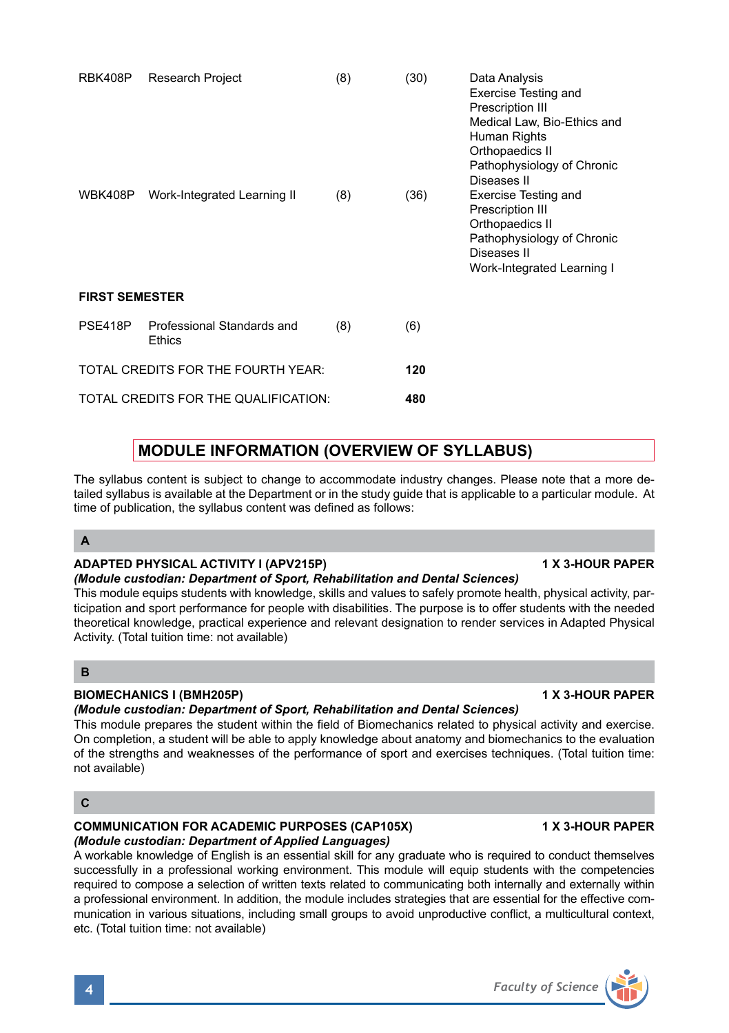| | | | | |
|---|---|---|---|---|
| RBK408P | Research Project | (8) | (30) | Data Analysis<br>Exercise Testing and Prescription III<br>Medical Law, Bio-Ethics and Human Rights<br>Orthopaedics II<br>Pathophysiology of Chronic Diseases II |
| WBK408P | Work-Integrated Learning II | (8) | (36) | Exercise Testing and Prescription III<br>Orthopaedics II<br>Pathophysiology of Chronic Diseases II<br>Work-Integrated Learning I |

**FIRST SEMESTER**

| | | | |
|---|---|---|---|
| PSE418P | Professional Standards and Ethics | (8) | (6) |

TOTAL CREDITS FOR THE FOURTH YEAR: **120**

TOTAL CREDITS FOR THE QUALIFICATION: **480**

## MODULE INFORMATION (OVERVIEW OF SYLLABUS)

The syllabus content is subject to change to accommodate industry changes. Please note that a more detailed syllabus is available at the Department or in the study guide that is applicable to a particular module. At time of publication, the syllabus content was defined as follows:

### A

**ADAPTED PHYSICAL ACTIVITY I (APV215P)** **1 X 3-HOUR PAPER**
***(Module custodian: Department of Sport, Rehabilitation and Dental Sciences)***
This module equips students with knowledge, skills and values to safely promote health, physical activity, participation and sport performance for people with disabilities. The purpose is to offer students with the needed theoretical knowledge, practical experience and relevant designation to render services in Adapted Physical Activity. (Total tuition time: not available)

### B

**BIOMECHANICS I (BMH205P)** **1 X 3-HOUR PAPER**
***(Module custodian: Department of Sport, Rehabilitation and Dental Sciences)***
This module prepares the student within the field of Biomechanics related to physical activity and exercise. On completion, a student will be able to apply knowledge about anatomy and biomechanics to the evaluation of the strengths and weaknesses of the performance of sport and exercises techniques. (Total tuition time: not available)

### C

**COMMUNICATION FOR ACADEMIC PURPOSES (CAP105X)** **1 X 3-HOUR PAPER**
***(Module custodian: Department of Applied Languages)***
A workable knowledge of English is an essential skill for any graduate who is required to conduct themselves successfully in a professional working environment. This module will equip students with the competencies required to compose a selection of written texts related to communicating both internally and externally within a professional environment. In addition, the module includes strategies that are essential for the effective communication in various situations, including small groups to avoid unproductive conflict, a multicultural context, etc. (Total tuition time: not available)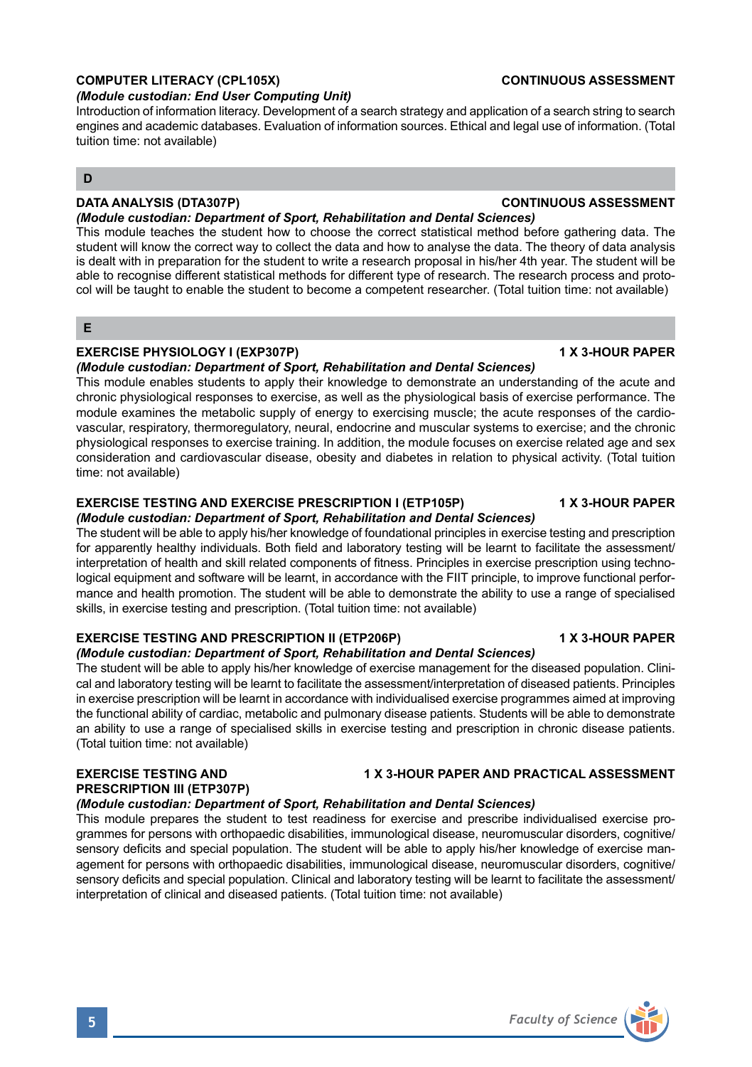**COMPUTER LITERACY (CPL105X)** **CONTINUOUS ASSESSMENT**

***(Module custodian: End User Computing Unit)***

Introduction of information literacy. Development of a search strategy and application of a search string to search engines and academic databases. Evaluation of information sources. Ethical and legal use of information. (Total tuition time: not available)

## D

**DATA ANALYSIS (DTA307P)** **CONTINUOUS ASSESSMENT**

***(Module custodian: Department of Sport, Rehabilitation and Dental Sciences)***

This module teaches the student how to choose the correct statistical method before gathering data. The student will know the correct way to collect the data and how to analyse the data. The theory of data analysis is dealt with in preparation for the student to write a research proposal in his/her 4th year. The student will be able to recognise different statistical methods for different type of research. The research process and protocol will be taught to enable the student to become a competent researcher. (Total tuition time: not available)

## E

**EXERCISE PHYSIOLOGY I (EXP307P)** **1 X 3-HOUR PAPER**

***(Module custodian: Department of Sport, Rehabilitation and Dental Sciences)***

This module enables students to apply their knowledge to demonstrate an understanding of the acute and chronic physiological responses to exercise, as well as the physiological basis of exercise performance. The module examines the metabolic supply of energy to exercising muscle; the acute responses of the cardiovascular, respiratory, thermoregulatory, neural, endocrine and muscular systems to exercise; and the chronic physiological responses to exercise training. In addition, the module focuses on exercise related age and sex consideration and cardiovascular disease, obesity and diabetes in relation to physical activity. (Total tuition time: not available)

**EXERCISE TESTING AND EXERCISE PRESCRIPTION I (ETP105P)** **1 X 3-HOUR PAPER**

***(Module custodian: Department of Sport, Rehabilitation and Dental Sciences)***

The student will be able to apply his/her knowledge of foundational principles in exercise testing and prescription for apparently healthy individuals. Both field and laboratory testing will be learnt to facilitate the assessment/ interpretation of health and skill related components of fitness. Principles in exercise prescription using technological equipment and software will be learnt, in accordance with the FIIT principle, to improve functional performance and health promotion. The student will be able to demonstrate the ability to use a range of specialised skills, in exercise testing and prescription. (Total tuition time: not available)

**EXERCISE TESTING AND PRESCRIPTION II (ETP206P)** **1 X 3-HOUR PAPER**

***(Module custodian: Department of Sport, Rehabilitation and Dental Sciences)***

The student will be able to apply his/her knowledge of exercise management for the diseased population. Clinical and laboratory testing will be learnt to facilitate the assessment/interpretation of diseased patients. Principles in exercise prescription will be learnt in accordance with individualised exercise programmes aimed at improving the functional ability of cardiac, metabolic and pulmonary disease patients. Students will be able to demonstrate an ability to use a range of specialised skills in exercise testing and prescription in chronic disease patients. (Total tuition time: not available)

**EXERCISE TESTING AND PRESCRIPTION III (ETP307P)** **1 X 3-HOUR PAPER AND PRACTICAL ASSESSMENT**

***(Module custodian: Department of Sport, Rehabilitation and Dental Sciences)***

This module prepares the student to test readiness for exercise and prescribe individualised exercise programmes for persons with orthopaedic disabilities, immunological disease, neuromuscular disorders, cognitive/ sensory deficits and special population. The student will be able to apply his/her knowledge of exercise management for persons with orthopaedic disabilities, immunological disease, neuromuscular disorders, cognitive/ sensory deficits and special population. Clinical and laboratory testing will be learnt to facilitate the assessment/ interpretation of clinical and diseased patients. (Total tuition time: not available)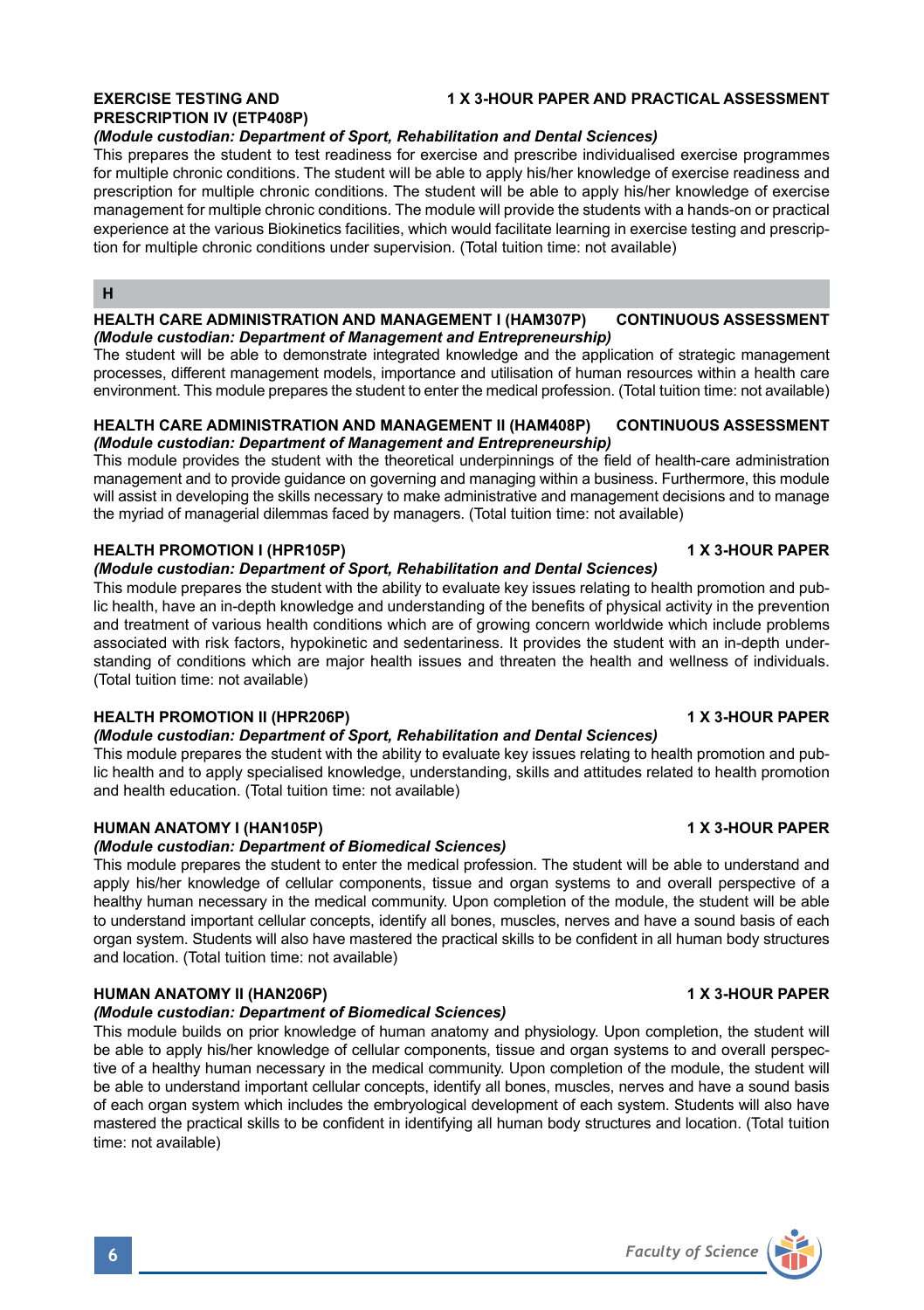**EXERCISE TESTING AND PRESCRIPTION IV (ETP408P)** **1 X 3-HOUR PAPER AND PRACTICAL ASSESSMENT**

***(Module custodian: Department of Sport, Rehabilitation and Dental Sciences)***

This prepares the student to test readiness for exercise and prescribe individualised exercise programmes for multiple chronic conditions. The student will be able to apply his/her knowledge of exercise readiness and prescription for multiple chronic conditions. The student will be able to apply his/her knowledge of exercise management for multiple chronic conditions. The module will provide the students with a hands-on or practical experience at the various Biokinetics facilities, which would facilitate learning in exercise testing and prescription for multiple chronic conditions under supervision. (Total tuition time: not available)

## H

**HEALTH CARE ADMINISTRATION AND MANAGEMENT I (HAM307P)** **CONTINUOUS ASSESSMENT**

***(Module custodian: Department of Management and Entrepreneurship)***

The student will be able to demonstrate integrated knowledge and the application of strategic management processes, different management models, importance and utilisation of human resources within a health care environment. This module prepares the student to enter the medical profession. (Total tuition time: not available)

**HEALTH CARE ADMINISTRATION AND MANAGEMENT II (HAM408P)** **CONTINUOUS ASSESSMENT**

***(Module custodian: Department of Management and Entrepreneurship)***

This module provides the student with the theoretical underpinnings of the field of health-care administration management and to provide guidance on governing and managing within a business. Furthermore, this module will assist in developing the skills necessary to make administrative and management decisions and to manage the myriad of managerial dilemmas faced by managers. (Total tuition time: not available)

**HEALTH PROMOTION I (HPR105P)** **1 X 3-HOUR PAPER**

***(Module custodian: Department of Sport, Rehabilitation and Dental Sciences)***

This module prepares the student with the ability to evaluate key issues relating to health promotion and public health, have an in-depth knowledge and understanding of the benefits of physical activity in the prevention and treatment of various health conditions which are of growing concern worldwide which include problems associated with risk factors, hypokinetic and sedentariness. It provides the student with an in-depth understanding of conditions which are major health issues and threaten the health and wellness of individuals. (Total tuition time: not available)

**HEALTH PROMOTION II (HPR206P)** **1 X 3-HOUR PAPER**

***(Module custodian: Department of Sport, Rehabilitation and Dental Sciences)***

This module prepares the student with the ability to evaluate key issues relating to health promotion and public health and to apply specialised knowledge, understanding, skills and attitudes related to health promotion and health education. (Total tuition time: not available)

**HUMAN ANATOMY I (HAN105P)** **1 X 3-HOUR PAPER**

***(Module custodian: Department of Biomedical Sciences)***

This module prepares the student to enter the medical profession. The student will be able to understand and apply his/her knowledge of cellular components, tissue and organ systems to and overall perspective of a healthy human necessary in the medical community. Upon completion of the module, the student will be able to understand important cellular concepts, identify all bones, muscles, nerves and have a sound basis of each organ system. Students will also have mastered the practical skills to be confident in all human body structures and location. (Total tuition time: not available)

**HUMAN ANATOMY II (HAN206P)** **1 X 3-HOUR PAPER**

***(Module custodian: Department of Biomedical Sciences)***

This module builds on prior knowledge of human anatomy and physiology. Upon completion, the student will be able to apply his/her knowledge of cellular components, tissue and organ systems to and overall perspective of a healthy human necessary in the medical community. Upon completion of the module, the student will be able to understand important cellular concepts, identify all bones, muscles, nerves and have a sound basis of each organ system which includes the embryological development of each system. Students will also have mastered the practical skills to be confident in identifying all human body structures and location. (Total tuition time: not available)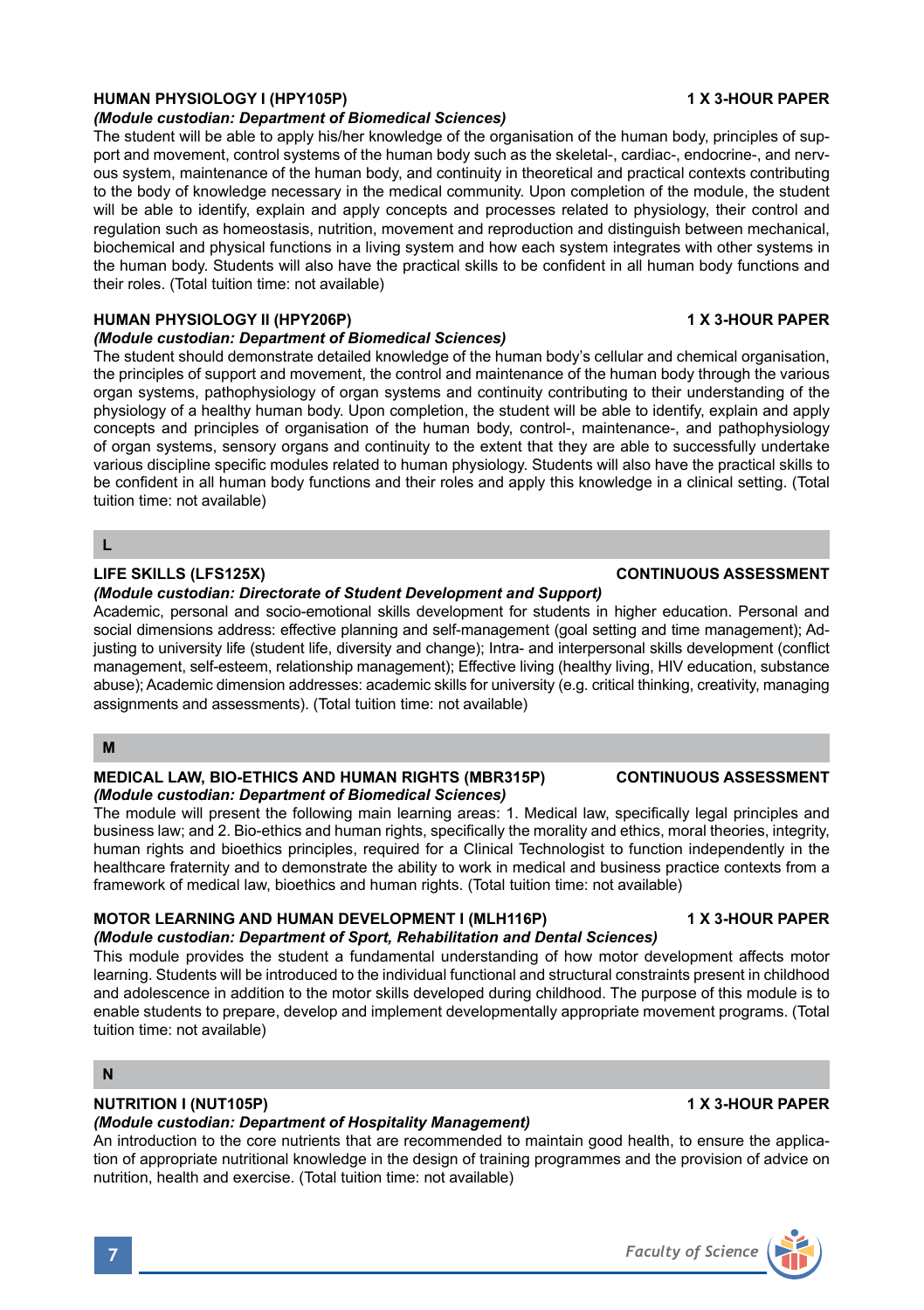### HUMAN PHYSIOLOGY I (HPY105P) — 1 X 3-HOUR PAPER

***(Module custodian: Department of Biomedical Sciences)***

The student will be able to apply his/her knowledge of the organisation of the human body, principles of support and movement, control systems of the human body such as the skeletal-, cardiac-, endocrine-, and nervous system, maintenance of the human body, and continuity in theoretical and practical contexts contributing to the body of knowledge necessary in the medical community. Upon completion of the module, the student will be able to identify, explain and apply concepts and processes related to physiology, their control and regulation such as homeostasis, nutrition, movement and reproduction and distinguish between mechanical, biochemical and physical functions in a living system and how each system integrates with other systems in the human body. Students will also have the practical skills to be confident in all human body functions and their roles. (Total tuition time: not available)

### HUMAN PHYSIOLOGY II (HPY206P) — 1 X 3-HOUR PAPER

***(Module custodian: Department of Biomedical Sciences)***

The student should demonstrate detailed knowledge of the human body's cellular and chemical organisation, the principles of support and movement, the control and maintenance of the human body through the various organ systems, pathophysiology of organ systems and continuity contributing to their understanding of the physiology of a healthy human body. Upon completion, the student will be able to identify, explain and apply concepts and principles of organisation of the human body, control-, maintenance-, and pathophysiology of organ systems, sensory organs and continuity to the extent that they are able to successfully undertake various discipline specific modules related to human physiology. Students will also have the practical skills to be confident in all human body functions and their roles and apply this knowledge in a clinical setting. (Total tuition time: not available)

## L

### LIFE SKILLS (LFS125X) — CONTINUOUS ASSESSMENT

***(Module custodian: Directorate of Student Development and Support)***

Academic, personal and socio-emotional skills development for students in higher education. Personal and social dimensions address: effective planning and self-management (goal setting and time management); Adjusting to university life (student life, diversity and change); Intra- and interpersonal skills development (conflict management, self-esteem, relationship management); Effective living (healthy living, HIV education, substance abuse); Academic dimension addresses: academic skills for university (e.g. critical thinking, creativity, managing assignments and assessments). (Total tuition time: not available)

## M

### MEDICAL LAW, BIO-ETHICS AND HUMAN RIGHTS (MBR315P) — CONTINUOUS ASSESSMENT

***(Module custodian: Department of Biomedical Sciences)***

The module will present the following main learning areas: 1. Medical law, specifically legal principles and business law; and 2. Bio-ethics and human rights, specifically the morality and ethics, moral theories, integrity, human rights and bioethics principles, required for a Clinical Technologist to function independently in the healthcare fraternity and to demonstrate the ability to work in medical and business practice contexts from a framework of medical law, bioethics and human rights. (Total tuition time: not available)

### MOTOR LEARNING AND HUMAN DEVELOPMENT I (MLH116P) — 1 X 3-HOUR PAPER

***(Module custodian: Department of Sport, Rehabilitation and Dental Sciences)***

This module provides the student a fundamental understanding of how motor development affects motor learning. Students will be introduced to the individual functional and structural constraints present in childhood and adolescence in addition to the motor skills developed during childhood. The purpose of this module is to enable students to prepare, develop and implement developmentally appropriate movement programs. (Total tuition time: not available)

## N

### NUTRITION I (NUT105P) — 1 X 3-HOUR PAPER

***(Module custodian: Department of Hospitality Management)***

An introduction to the core nutrients that are recommended to maintain good health, to ensure the application of appropriate nutritional knowledge in the design of training programmes and the provision of advice on nutrition, health and exercise. (Total tuition time: not available)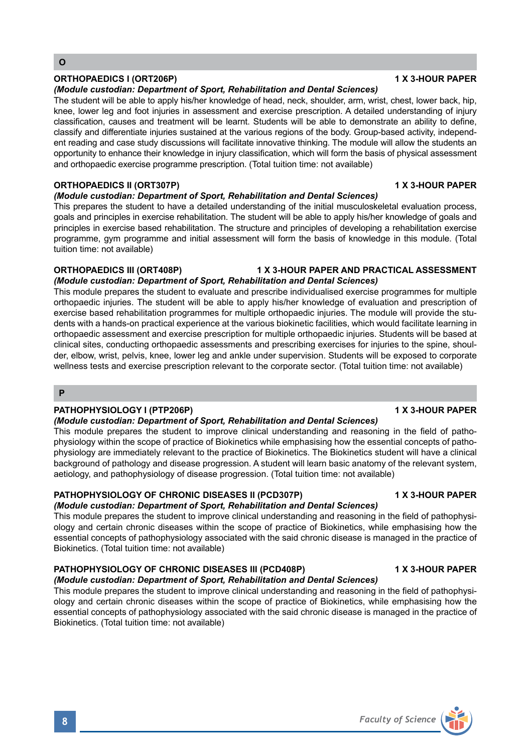## O

### ORTHOPAEDICS I (ORT206P) — 1 X 3-HOUR PAPER

***(Module custodian: Department of Sport, Rehabilitation and Dental Sciences)***

The student will be able to apply his/her knowledge of head, neck, shoulder, arm, wrist, chest, lower back, hip, knee, lower leg and foot injuries in assessment and exercise prescription. A detailed understanding of injury classification, causes and treatment will be learnt. Students will be able to demonstrate an ability to define, classify and differentiate injuries sustained at the various regions of the body. Group-based activity, independent reading and case study discussions will facilitate innovative thinking. The module will allow the students an opportunity to enhance their knowledge in injury classification, which will form the basis of physical assessment and orthopaedic exercise programme prescription. (Total tuition time: not available)

### ORTHOPAEDICS II (ORT307P) — 1 X 3-HOUR PAPER

***(Module custodian: Department of Sport, Rehabilitation and Dental Sciences)***

This prepares the student to have a detailed understanding of the initial musculoskeletal evaluation process, goals and principles in exercise rehabilitation. The student will be able to apply his/her knowledge of goals and principles in exercise based rehabilitation. The structure and principles of developing a rehabilitation exercise programme, gym programme and initial assessment will form the basis of knowledge in this module. (Total tuition time: not available)

### ORTHOPAEDICS III (ORT408P) — 1 X 3-HOUR PAPER AND PRACTICAL ASSESSMENT

***(Module custodian: Department of Sport, Rehabilitation and Dental Sciences)***

This module prepares the student to evaluate and prescribe individualised exercise programmes for multiple orthopaedic injuries. The student will be able to apply his/her knowledge of evaluation and prescription of exercise based rehabilitation programmes for multiple orthopaedic injuries. The module will provide the students with a hands-on practical experience at the various biokinetic facilities, which would facilitate learning in orthopaedic assessment and exercise prescription for multiple orthopaedic injuries. Students will be based at clinical sites, conducting orthopaedic assessments and prescribing exercises for injuries to the spine, shoulder, elbow, wrist, pelvis, knee, lower leg and ankle under supervision. Students will be exposed to corporate wellness tests and exercise prescription relevant to the corporate sector. (Total tuition time: not available)

## P

### PATHOPHYSIOLOGY I (PTP206P) — 1 X 3-HOUR PAPER

***(Module custodian: Department of Sport, Rehabilitation and Dental Sciences)***

This module prepares the student to improve clinical understanding and reasoning in the field of pathophysiology within the scope of practice of Biokinetics while emphasising how the essential concepts of pathophysiology are immediately relevant to the practice of Biokinetics. The Biokinetics student will have a clinical background of pathology and disease progression. A student will learn basic anatomy of the relevant system, aetiology, and pathophysiology of disease progression. (Total tuition time: not available)

### PATHOPHYSIOLOGY OF CHRONIC DISEASES II (PCD307P) — 1 X 3-HOUR PAPER

***(Module custodian: Department of Sport, Rehabilitation and Dental Sciences)***

This module prepares the student to improve clinical understanding and reasoning in the field of pathophysiology and certain chronic diseases within the scope of practice of Biokinetics, while emphasising how the essential concepts of pathophysiology associated with the said chronic disease is managed in the practice of Biokinetics. (Total tuition time: not available)

### PATHOPHYSIOLOGY OF CHRONIC DISEASES III (PCD408P) — 1 X 3-HOUR PAPER

***(Module custodian: Department of Sport, Rehabilitation and Dental Sciences)***

This module prepares the student to improve clinical understanding and reasoning in the field of pathophysiology and certain chronic diseases within the scope of practice of Biokinetics, while emphasising how the essential concepts of pathophysiology associated with the said chronic disease is managed in the practice of Biokinetics. (Total tuition time: not available)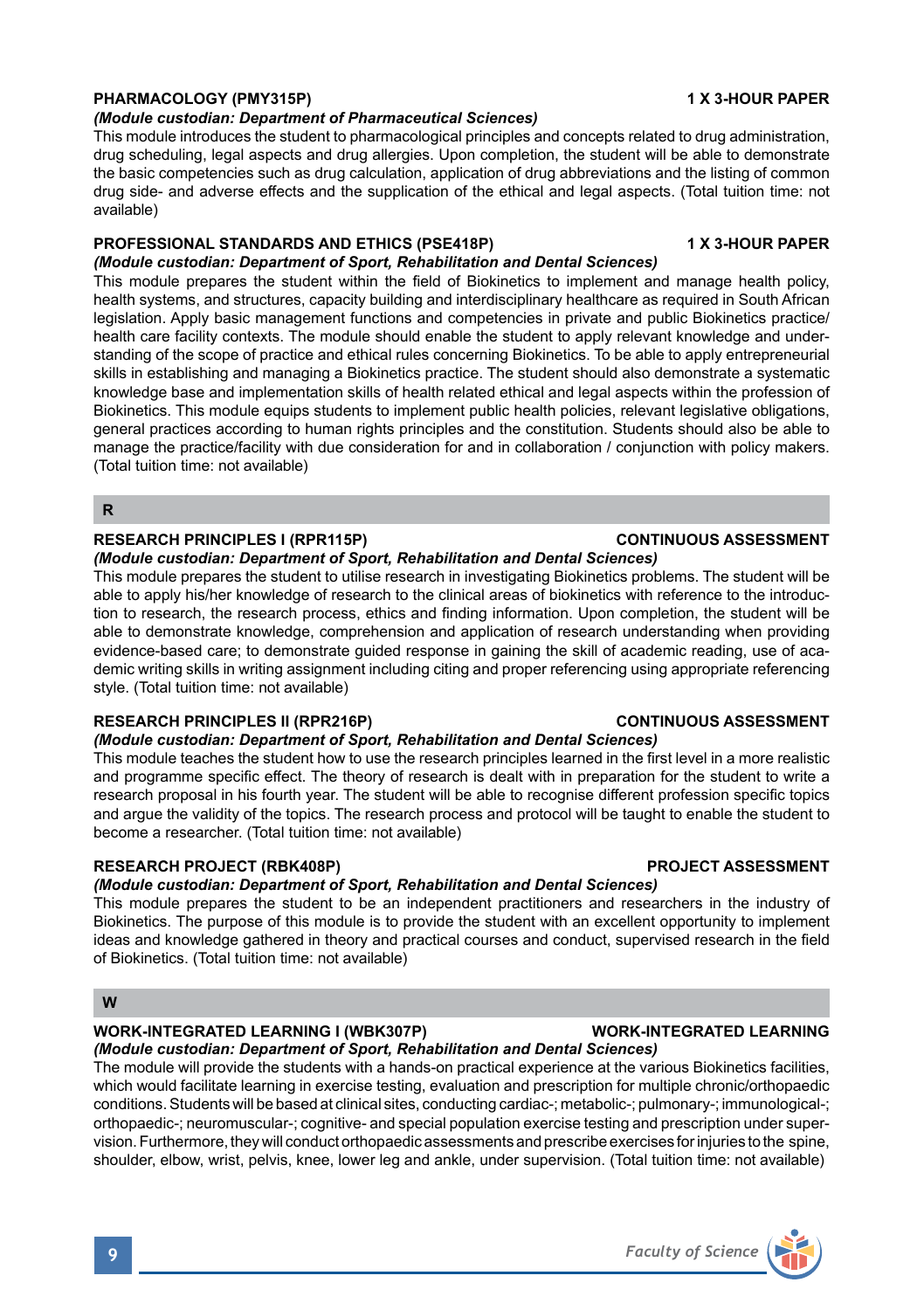**PHARMACOLOGY (PMY315P)** **1 X 3-HOUR PAPER**

***(Module custodian: Department of Pharmaceutical Sciences)***

This module introduces the student to pharmacological principles and concepts related to drug administration, drug scheduling, legal aspects and drug allergies. Upon completion, the student will be able to demonstrate the basic competencies such as drug calculation, application of drug abbreviations and the listing of common drug side- and adverse effects and the supplication of the ethical and legal aspects. (Total tuition time: not available)

**PROFESSIONAL STANDARDS AND ETHICS (PSE418P)** **1 X 3-HOUR PAPER**

***(Module custodian: Department of Sport, Rehabilitation and Dental Sciences)***

This module prepares the student within the field of Biokinetics to implement and manage health policy, health systems, and structures, capacity building and interdisciplinary healthcare as required in South African legislation. Apply basic management functions and competencies in private and public Biokinetics practice/ health care facility contexts. The module should enable the student to apply relevant knowledge and understanding of the scope of practice and ethical rules concerning Biokinetics. To be able to apply entrepreneurial skills in establishing and managing a Biokinetics practice. The student should also demonstrate a systematic knowledge base and implementation skills of health related ethical and legal aspects within the profession of Biokinetics. This module equips students to implement public health policies, relevant legislative obligations, general practices according to human rights principles and the constitution. Students should also be able to manage the practice/facility with due consideration for and in collaboration / conjunction with policy makers. (Total tuition time: not available)

## R

**RESEARCH PRINCIPLES I (RPR115P)** **CONTINUOUS ASSESSMENT**

***(Module custodian: Department of Sport, Rehabilitation and Dental Sciences)***

This module prepares the student to utilise research in investigating Biokinetics problems. The student will be able to apply his/her knowledge of research to the clinical areas of biokinetics with reference to the introduction to research, the research process, ethics and finding information. Upon completion, the student will be able to demonstrate knowledge, comprehension and application of research understanding when providing evidence-based care; to demonstrate guided response in gaining the skill of academic reading, use of academic writing skills in writing assignment including citing and proper referencing using appropriate referencing style. (Total tuition time: not available)

**RESEARCH PRINCIPLES II (RPR216P)** **CONTINUOUS ASSESSMENT**

***(Module custodian: Department of Sport, Rehabilitation and Dental Sciences)***

This module teaches the student how to use the research principles learned in the first level in a more realistic and programme specific effect. The theory of research is dealt with in preparation for the student to write a research proposal in his fourth year. The student will be able to recognise different profession specific topics and argue the validity of the topics. The research process and protocol will be taught to enable the student to become a researcher. (Total tuition time: not available)

**RESEARCH PROJECT (RBK408P)** **PROJECT ASSESSMENT**

***(Module custodian: Department of Sport, Rehabilitation and Dental Sciences)***

This module prepares the student to be an independent practitioners and researchers in the industry of Biokinetics. The purpose of this module is to provide the student with an excellent opportunity to implement ideas and knowledge gathered in theory and practical courses and conduct, supervised research in the field of Biokinetics. (Total tuition time: not available)

## W

**WORK-INTEGRATED LEARNING I (WBK307P)** **WORK-INTEGRATED LEARNING**

***(Module custodian: Department of Sport, Rehabilitation and Dental Sciences)***

The module will provide the students with a hands-on practical experience at the various Biokinetics facilities, which would facilitate learning in exercise testing, evaluation and prescription for multiple chronic/orthopaedic conditions. Students will be based at clinical sites, conducting cardiac-; metabolic-; pulmonary-; immunological-; orthopaedic-; neuromuscular-; cognitive- and special population exercise testing and prescription under supervision. Furthermore, they will conduct orthopaedic assessments and prescribe exercises for injuries to the spine, shoulder, elbow, wrist, pelvis, knee, lower leg and ankle, under supervision. (Total tuition time: not available)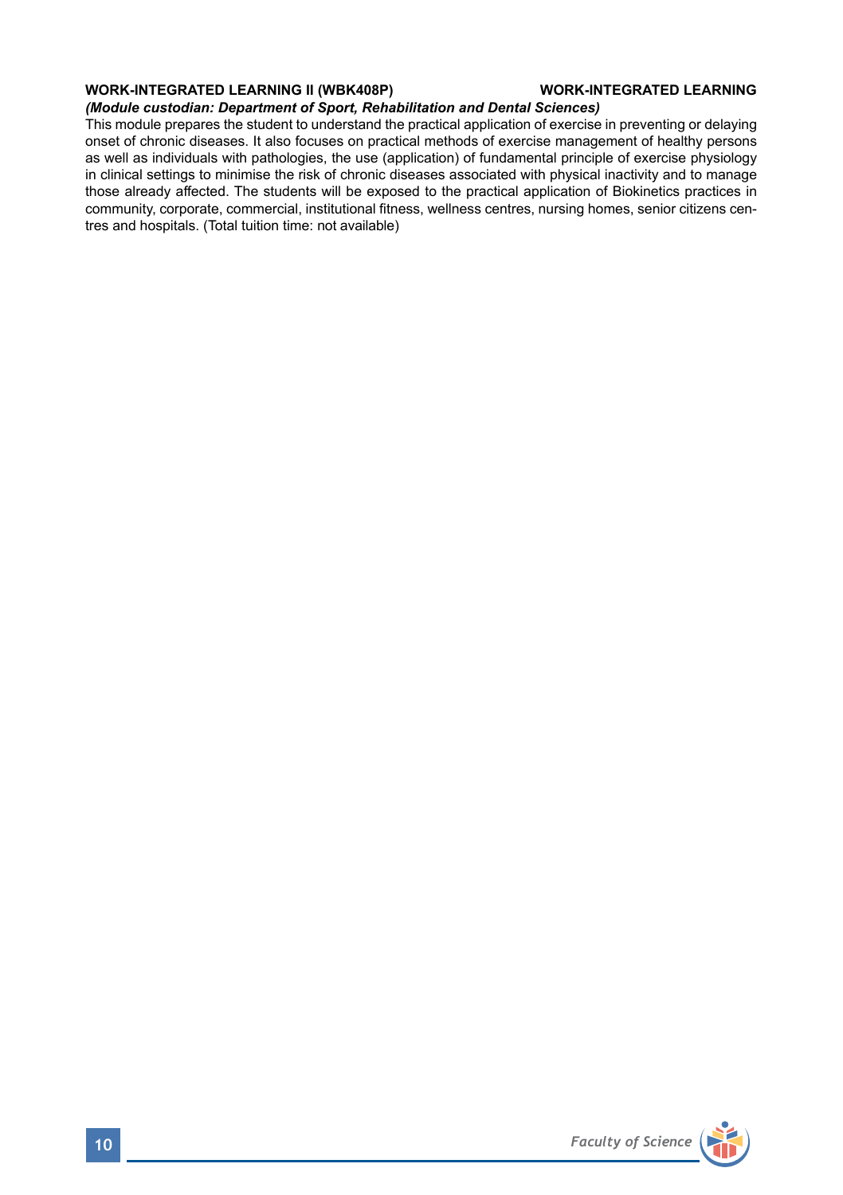**WORK-INTEGRATED LEARNING II (WBK408P)** **WORK-INTEGRATED LEARNING**

***(Module custodian: Department of Sport, Rehabilitation and Dental Sciences)***

This module prepares the student to understand the practical application of exercise in preventing or delaying onset of chronic diseases. It also focuses on practical methods of exercise management of healthy persons as well as individuals with pathologies, the use (application) of fundamental principle of exercise physiology in clinical settings to minimise the risk of chronic diseases associated with physical inactivity and to manage those already affected. The students will be exposed to the practical application of Biokinetics practices in community, corporate, commercial, institutional fitness, wellness centres, nursing homes, senior citizens centres and hospitals. (Total tuition time: not available)